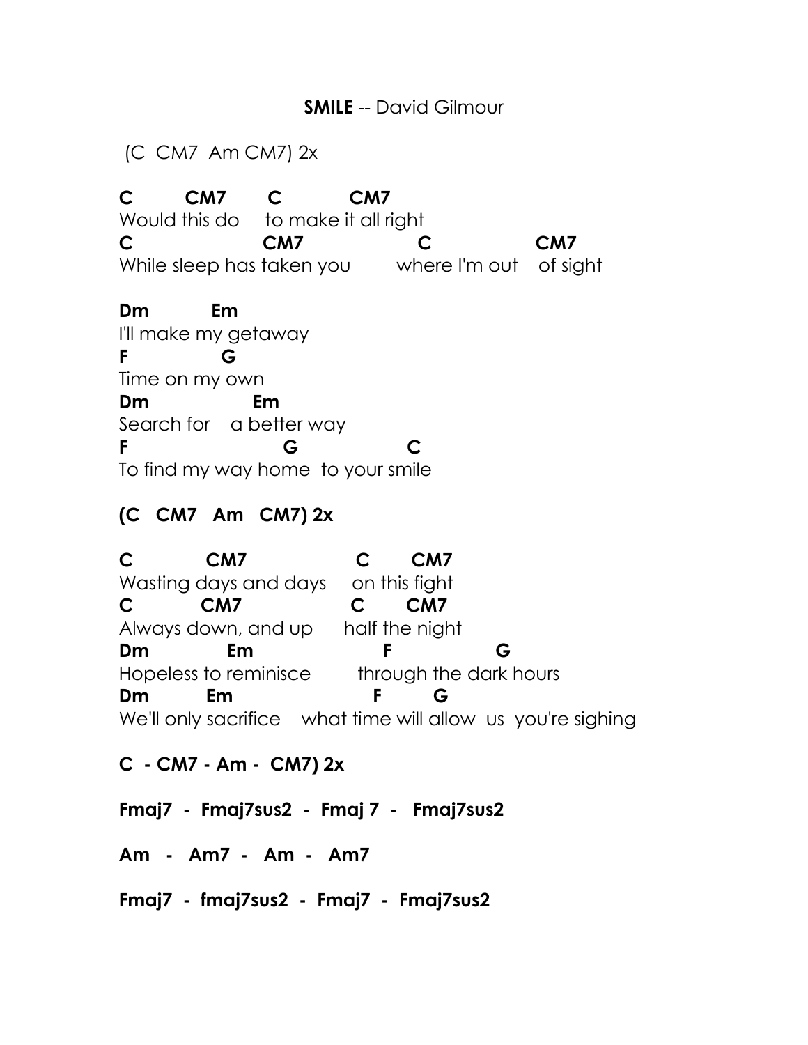**SMILE** -- David Gilmour

(C  CM7  Am CM7) 2x

```
C        CM7       C           CM7
Would this do     to make it all right
C                  CM7               C              CM7
While sleep has taken you        where I'm out    of sight

Dm          Em
I'll make my getaway
F           G
Time on my own
Dm              Em
Search for    a better way
F                    G              C
To find my way home  to your smile
```

**(C   CM7   Am   CM7) 2x**

```
C           CM7               C       CM7
Wasting days and days     on this fight
C          CM7              C      CM7
Always down, and up      half the night
Dm           Em                F              G
Hopeless to reminisce        through the dark hours
Dm         Em                  F        G
We'll only sacrifice    what time will allow  us  you're sighing
```

**C  - CM7 - Am -  CM7) 2x**

**Fmaj7  -  Fmaj7sus2  -  Fmaj 7  -   Fmaj7sus2**

**Am   -   Am7  -   Am  -   Am7**

**Fmaj7  -  fmaj7sus2  -  Fmaj7  -  Fmaj7sus2**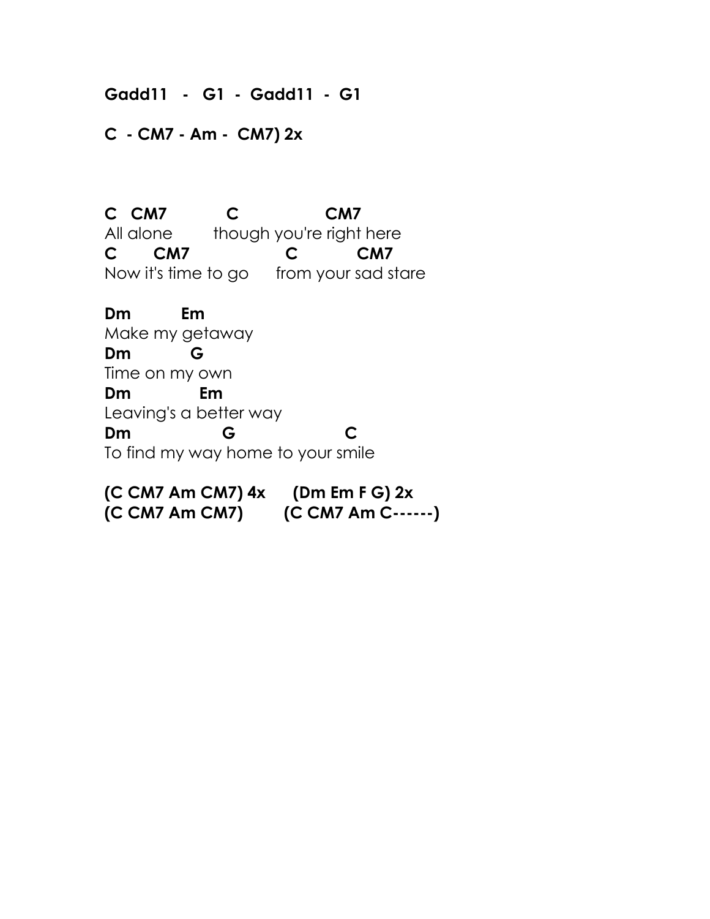**Gadd11 - G1 - Gadd11 - G1**

**C - CM7 - Am - CM7) 2x**

```
C   CM7           C                CM7
All alone         though you're right here
C       CM7                 C            CM7
Now it's time to go      from your sad stare

Dm          Em
Make my getaway
Dm           G
Time on my own
Dm           Em
Leaving's a better way
Dm                G                      C
To find my way home to your smile
```

**(C CM7 Am CM7) 4x (Dm Em F G) 2x**
**(C CM7 Am CM7) (C CM7 Am C------)**